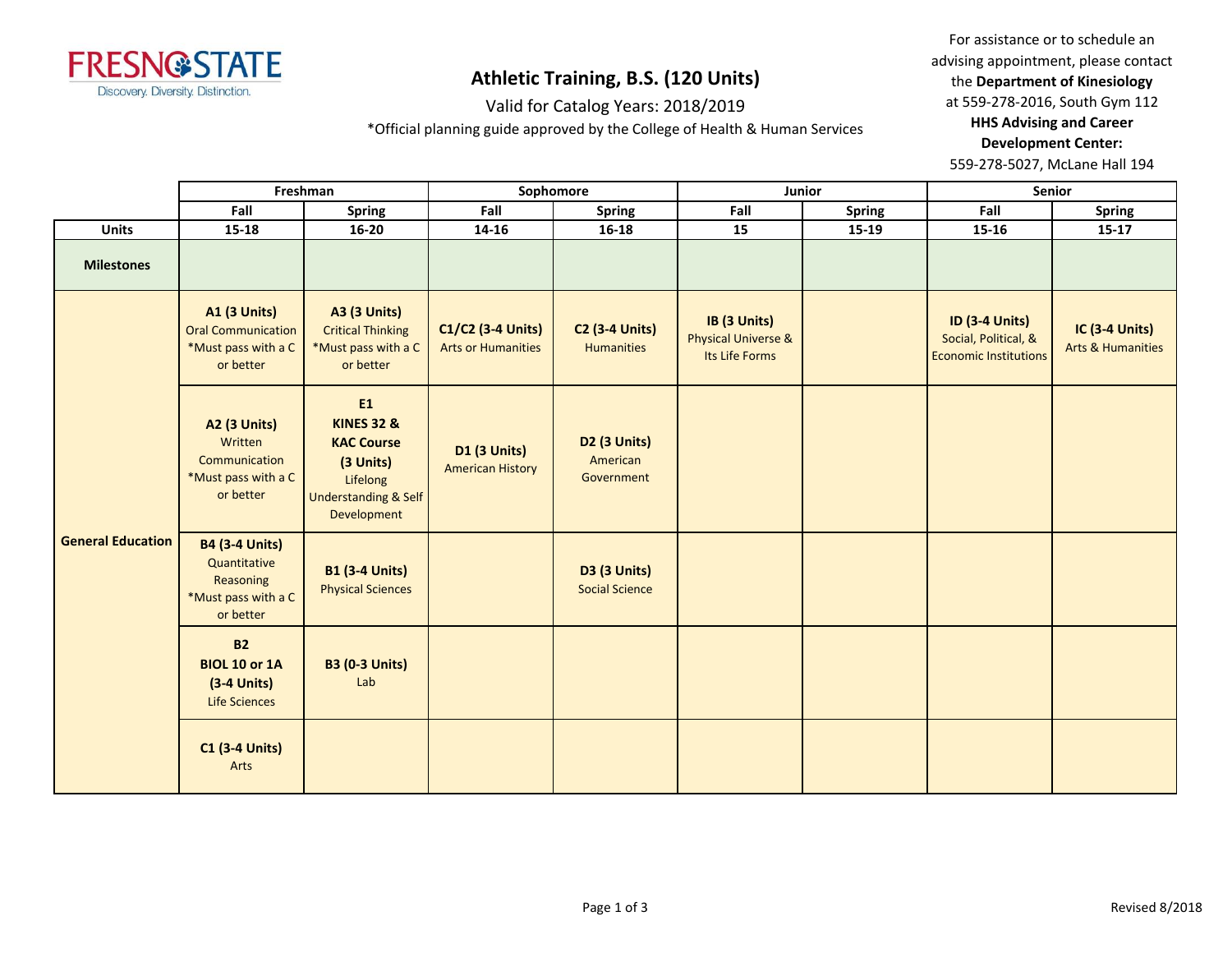FRESNO STATE
Discovery. Diversity. Distinction.

# Athletic Training, B.S. (120 Units)

Valid for Catalog Years: 2018/2019

*Official planning guide approved by the College of Health & Human Services

For assistance or to schedule an advising appointment, please contact the **Department of Kinesiology** at 559-278-2016, South Gym 112
**HHS Advising and Career Development Center:**
559-278-5027, McLane Hall 194

| | Freshman | | Sophomore | | Junior | | Senior | |
|---|---|---|---|---|---|---|---|---|
| | Fall | Spring | Fall | Spring | Fall | Spring | Fall | Spring |
| **Units** | 15-18 | 16-20 | 14-16 | 16-18 | 15 | 15-19 | 15-16 | 15-17 |
| **Milestones** | | | | | | | | |
| **General Education** | **A1 (3 Units)** Oral Communication *Must pass with a C or better | **A3 (3 Units)** Critical Thinking *Must pass with a C or better | **C1/C2 (3-4 Units)** Arts or Humanities | **C2 (3-4 Units)** Humanities | **IB (3 Units)** Physical Universe & Its Life Forms | | **ID (3-4 Units)** Social, Political, & Economic Institutions | **IC (3-4 Units)** Arts & Humanities |
| | **A2 (3 Units)** Written Communication *Must pass with a C or better | **E1 KINES 32 & KAC Course (3 Units)** Lifelong Understanding & Self Development | **D1 (3 Units)** American History | **D2 (3 Units)** American Government | | | | |
| | **B4 (3-4 Units)** Quantitative Reasoning *Must pass with a C or better | **B1 (3-4 Units)** Physical Sciences | | **D3 (3 Units)** Social Science | | | | |
| | **B2 BIOL 10 or 1A (3-4 Units)** Life Sciences | **B3 (0-3 Units)** Lab | | | | | | |
| | **C1 (3-4 Units)** Arts | | | | | | | |

Revised 8/2018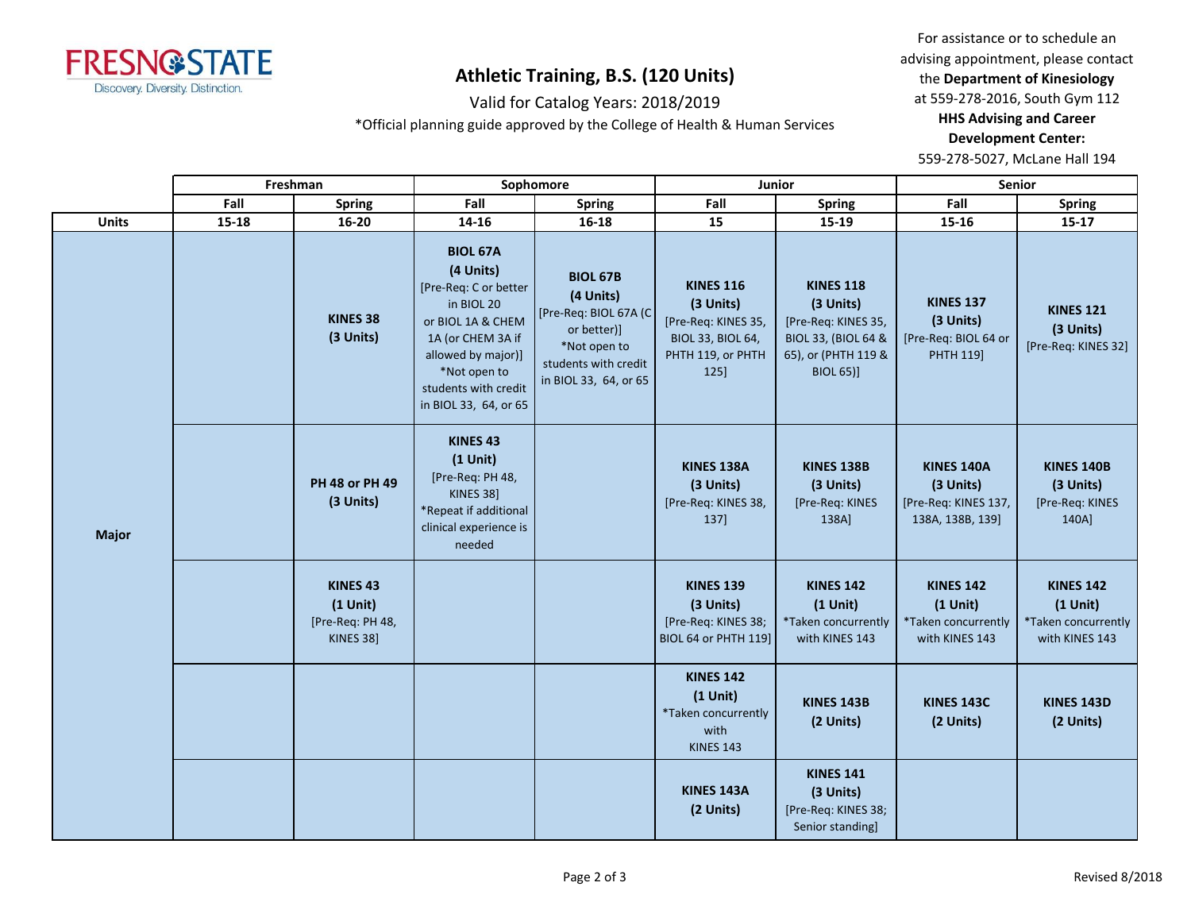# Athletic Training, B.S. (120 Units)

Valid for Catalog Years: 2018/2019

*Official planning guide approved by the College of Health & Human Services

For assistance or to schedule an advising appointment, please contact the **Department of Kinesiology** at 559-278-2016, South Gym 112
**HHS Advising and Career Development Center:**
559-278-5027, McLane Hall 194

| | Freshman | | Sophomore | | Junior | | Senior | |
|---|---|---|---|---|---|---|---|---|
| | Fall | Spring | Fall | Spring | Fall | Spring | Fall | Spring |
| **Units** | 15-18 | 16-20 | 14-16 | 16-18 | 15 | 15-19 | 15-16 | 15-17 |
| **Major** | | **KINES 38** **(3 Units)** | **BIOL 67A** **(4 Units)** [Pre-Req: C or better in BIOL 20 or BIOL 1A & CHEM 1A (or CHEM 3A if allowed by major)] *Not open to students with credit in BIOL 33, 64, or 65 | **BIOL 67B** **(4 Units)** [Pre-Req: BIOL 67A (C or better)] *Not open to students with credit in BIOL 33, 64, or 65 | **KINES 116** **(3 Units)** [Pre-Req: KINES 35, BIOL 33, BIOL 64, PHTH 119, or PHTH 125] | **KINES 118** **(3 Units)** [Pre-Req: KINES 35, BIOL 33, (BIOL 64 & 65), or (PHTH 119 & BIOL 65)] | **KINES 137** **(3 Units)** [Pre-Req: BIOL 64 or PHTH 119] | **KINES 121** **(3 Units)** [Pre-Req: KINES 32] |
| | | **PH 48 or PH 49** **(3 Units)** | **KINES 43** **(1 Unit)** [Pre-Req: PH 48, KINES 38] *Repeat if additional clinical experience is needed | | **KINES 138A** **(3 Units)** [Pre-Req: KINES 38, 137] | **KINES 138B** **(3 Units)** [Pre-Req: KINES 138A] | **KINES 140A** **(3 Units)** [Pre-Req: KINES 137, 138A, 138B, 139] | **KINES 140B** **(3 Units)** [Pre-Req: KINES 140A] |
| | | **KINES 43** **(1 Unit)** [Pre-Req: PH 48, KINES 38] | | | **KINES 139** **(3 Units)** [Pre-Req: KINES 38; BIOL 64 or PHTH 119] | **KINES 142** **(1 Unit)** *Taken concurrently with KINES 143 | **KINES 142** **(1 Unit)** *Taken concurrently with KINES 143 | **KINES 142** **(1 Unit)** *Taken concurrently with KINES 143 |
| | | | | | **KINES 142** **(1 Unit)** *Taken concurrently with KINES 143 | **KINES 143B** **(2 Units)** | **KINES 143C** **(2 Units)** | **KINES 143D** **(2 Units)** |
| | | | | | **KINES 143A** **(2 Units)** | **KINES 141** **(3 Units)** [Pre-Req: KINES 38; Senior standing] | | |

Revised 8/2018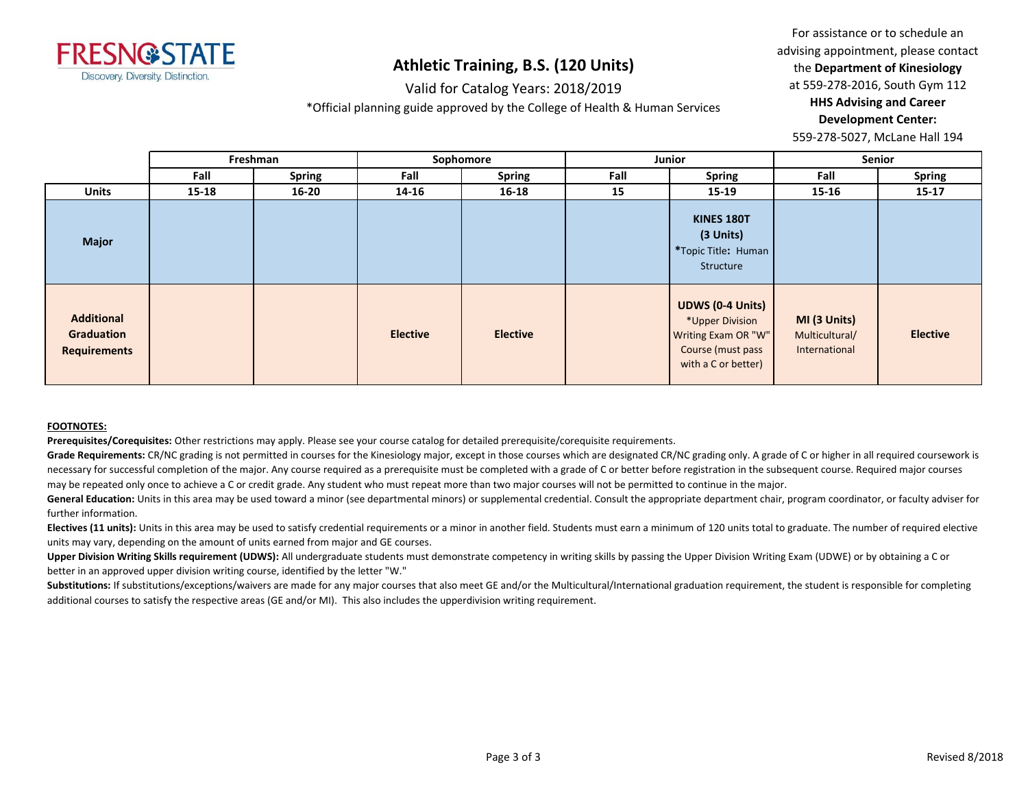FRESNO STATE
Discovery. Diversity. Distinction.

# Athletic Training, B.S. (120 Units)

Valid for Catalog Years: 2018/2019

*Official planning guide approved by the College of Health & Human Services

For assistance or to schedule an advising appointment, please contact the **Department of Kinesiology** at 559-278-2016, South Gym 112
**HHS Advising and Career Development Center:**
559-278-5027, McLane Hall 194

| | Freshman | | Sophomore | | Junior | | Senior | |
|---|---|---|---|---|---|---|---|---|
| | Fall | Spring | Fall | Spring | Fall | Spring | Fall | Spring |
| **Units** | 15-18 | 16-20 | 14-16 | 16-18 | 15 | 15-19 | 15-16 | 15-17 |
| **Major** | | | | | | **KINES 180T (3 Units)** *Topic Title: Human Structure | | |
| **Additional Graduation Requirements** | | | **Elective** | **Elective** | | **UDWS (0-4 Units)** *Upper Division Writing Exam OR "W" Course (must pass with a C or better) | **MI (3 Units)** Multicultural/ International | **Elective** |

**FOOTNOTES:**

**Prerequisites/Corequisites:** Other restrictions may apply. Please see your course catalog for detailed prerequisite/corequisite requirements.

**Grade Requirements:** CR/NC grading is not permitted in courses for the Kinesiology major, except in those courses which are designated CR/NC grading only. A grade of C or higher in all required coursework is necessary for successful completion of the major. Any course required as a prerequisite must be completed with a grade of C or better before registration in the subsequent course. Required major courses may be repeated only once to achieve a C or credit grade. Any student who must repeat more than two major courses will not be permitted to continue in the major.

**General Education:** Units in this area may be used toward a minor (see departmental minors) or supplemental credential. Consult the appropriate department chair, program coordinator, or faculty adviser for further information.

**Electives (11 units):** Units in this area may be used to satisfy credential requirements or a minor in another field. Students must earn a minimum of 120 units total to graduate. The number of required elective units may vary, depending on the amount of units earned from major and GE courses.

**Upper Division Writing Skills requirement (UDWS):** All undergraduate students must demonstrate competency in writing skills by passing the Upper Division Writing Exam (UDWE) or by obtaining a C or better in an approved upper division writing course, identified by the letter "W."

**Substitutions:** If substitutions/exceptions/waivers are made for any major courses that also meet GE and/or the Multicultural/International graduation requirement, the student is responsible for completing additional courses to satisfy the respective areas (GE and/or MI). This also includes the upperdivision writing requirement.

Revised 8/2018